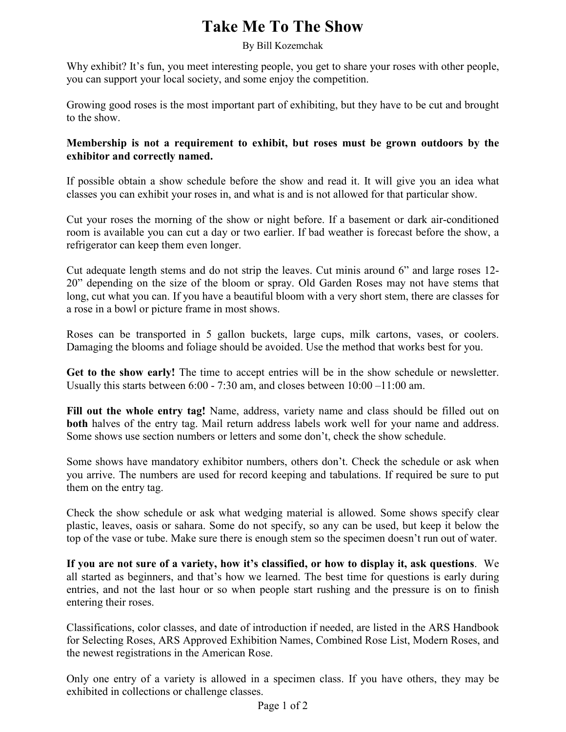# Take Me To The Show

By Bill Kozemchak

Why exhibit? It's fun, you meet interesting people, you get to share your roses with other people, you can support your local society, and some enjoy the competition.

Growing good roses is the most important part of exhibiting, but they have to be cut and brought to the show.

**Membership is not a requirement to exhibit, but roses must be grown outdoors by the exhibitor and correctly named.**

If possible obtain a show schedule before the show and read it. It will give you an idea what classes you can exhibit your roses in, and what is and is not allowed for that particular show.

Cut your roses the morning of the show or night before. If a basement or dark air-conditioned room is available you can cut a day or two earlier. If bad weather is forecast before the show, a refrigerator can keep them even longer.

Cut adequate length stems and do not strip the leaves. Cut minis around 6" and large roses 12-20" depending on the size of the bloom or spray. Old Garden Roses may not have stems that long, cut what you can. If you have a beautiful bloom with a very short stem, there are classes for a rose in a bowl or picture frame in most shows.

Roses can be transported in 5 gallon buckets, large cups, milk cartons, vases, or coolers. Damaging the blooms and foliage should be avoided. Use the method that works best for you.

**Get to the show early!** The time to accept entries will be in the show schedule or newsletter. Usually this starts between 6:00 - 7:30 am, and closes between 10:00 –11:00 am.

**Fill out the whole entry tag!** Name, address, variety name and class should be filled out on **both** halves of the entry tag. Mail return address labels work well for your name and address. Some shows use section numbers or letters and some don't, check the show schedule.

Some shows have mandatory exhibitor numbers, others don't. Check the schedule or ask when you arrive. The numbers are used for record keeping and tabulations. If required be sure to put them on the entry tag.

Check the show schedule or ask what wedging material is allowed. Some shows specify clear plastic, leaves, oasis or sahara. Some do not specify, so any can be used, but keep it below the top of the vase or tube. Make sure there is enough stem so the specimen doesn't run out of water.

**If you are not sure of a variety, how it's classified, or how to display it, ask questions**. We all started as beginners, and that's how we learned. The best time for questions is early during entries, and not the last hour or so when people start rushing and the pressure is on to finish entering their roses.

Classifications, color classes, and date of introduction if needed, are listed in the ARS Handbook for Selecting Roses, ARS Approved Exhibition Names, Combined Rose List, Modern Roses, and the newest registrations in the American Rose.

Only one entry of a variety is allowed in a specimen class. If you have others, they may be exhibited in collections or challenge classes.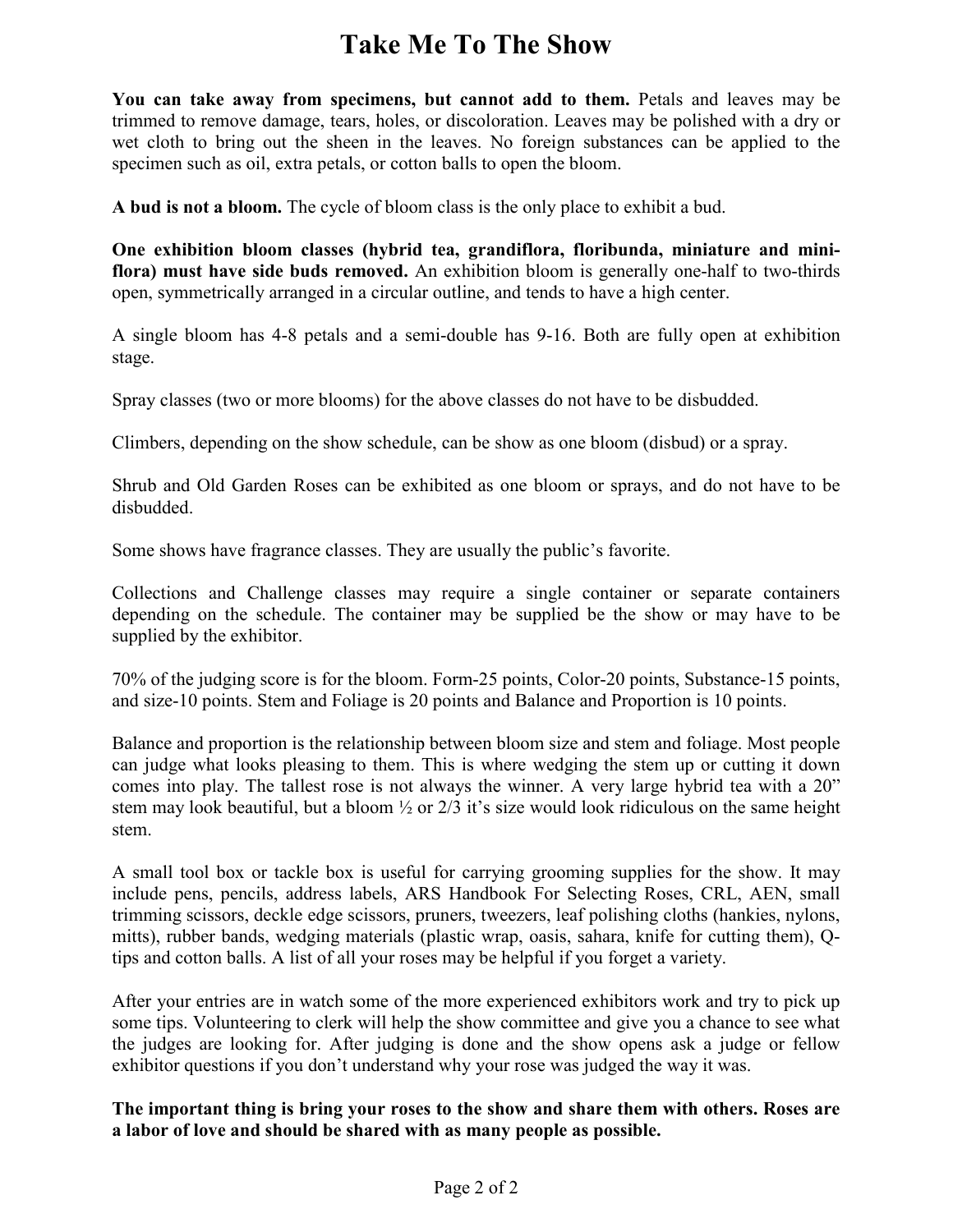# Take Me To The Show

**You can take away from specimens, but cannot add to them.** Petals and leaves may be trimmed to remove damage, tears, holes, or discoloration. Leaves may be polished with a dry or wet cloth to bring out the sheen in the leaves. No foreign substances can be applied to the specimen such as oil, extra petals, or cotton balls to open the bloom.

**A bud is not a bloom.** The cycle of bloom class is the only place to exhibit a bud.

**One exhibition bloom classes (hybrid tea, grandiflora, floribunda, miniature and mini-flora) must have side buds removed.** An exhibition bloom is generally one-half to two-thirds open, symmetrically arranged in a circular outline, and tends to have a high center.

A single bloom has 4-8 petals and a semi-double has 9-16. Both are fully open at exhibition stage.

Spray classes (two or more blooms) for the above classes do not have to be disbudded.

Climbers, depending on the show schedule, can be show as one bloom (disbud) or a spray.

Shrub and Old Garden Roses can be exhibited as one bloom or sprays, and do not have to be disbudded.

Some shows have fragrance classes. They are usually the public's favorite.

Collections and Challenge classes may require a single container or separate containers depending on the schedule. The container may be supplied be the show or may have to be supplied by the exhibitor.

70% of the judging score is for the bloom. Form-25 points, Color-20 points, Substance-15 points, and size-10 points. Stem and Foliage is 20 points and Balance and Proportion is 10 points.

Balance and proportion is the relationship between bloom size and stem and foliage. Most people can judge what looks pleasing to them. This is where wedging the stem up or cutting it down comes into play. The tallest rose is not always the winner. A very large hybrid tea with a 20" stem may look beautiful, but a bloom ½ or 2/3 it's size would look ridiculous on the same height stem.

A small tool box or tackle box is useful for carrying grooming supplies for the show. It may include pens, pencils, address labels, ARS Handbook For Selecting Roses, CRL, AEN, small trimming scissors, deckle edge scissors, pruners, tweezers, leaf polishing cloths (hankies, nylons, mitts), rubber bands, wedging materials (plastic wrap, oasis, sahara, knife for cutting them), Q-tips and cotton balls. A list of all your roses may be helpful if you forget a variety.

After your entries are in watch some of the more experienced exhibitors work and try to pick up some tips. Volunteering to clerk will help the show committee and give you a chance to see what the judges are looking for. After judging is done and the show opens ask a judge or fellow exhibitor questions if you don't understand why your rose was judged the way it was.

**The important thing is bring your roses to the show and share them with others. Roses are a labor of love and should be shared with as many people as possible.**